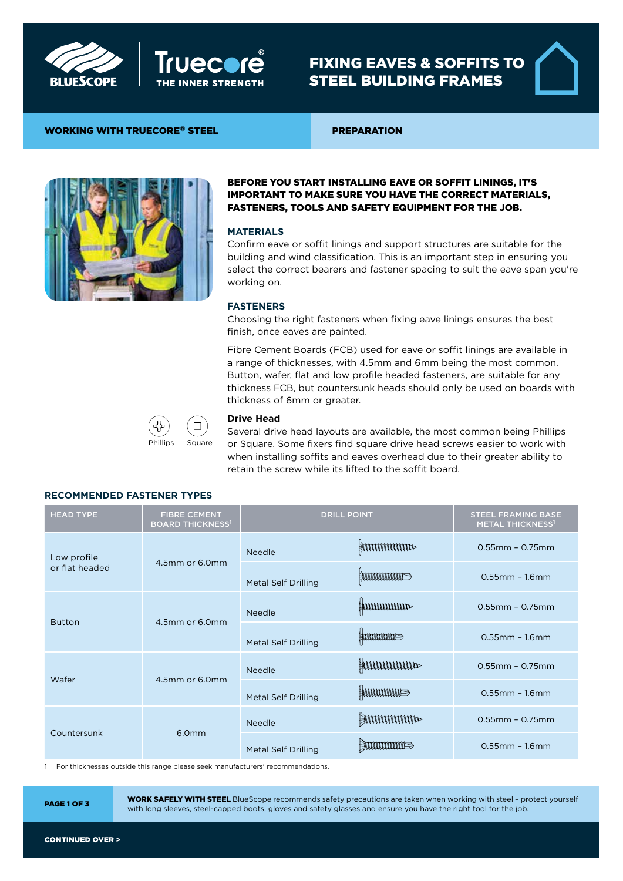# FIXING EAVES & SOFFITS TO STEEL BUILDING FRAMES

**WORKING WITH TRUECORE® STEEL** | **PREPARATION**

**BEFORE YOU START INSTALLING EAVE OR SOFFIT LININGS, IT'S IMPORTANT TO MAKE SURE YOU HAVE THE CORRECT MATERIALS, FASTENERS, TOOLS AND SAFETY EQUIPMENT FOR THE JOB.**

### MATERIALS

Confirm eave or soffit linings and support structures are suitable for the building and wind classification. This is an important step in ensuring you select the correct bearers and fastener spacing to suit the eave span you're working on.

### FASTENERS

Choosing the right fasteners when fixing eave linings ensures the best finish, once eaves are painted.

Fibre Cement Boards (FCB) used for eave or soffit linings are available in a range of thicknesses, with 4.5mm and 6mm being the most common. Button, wafer, flat and low profile headed fasteners, are suitable for any thickness FCB, but countersunk heads should only be used on boards with thickness of 6mm or greater.

#### Drive Head

Phillips    Square

Several drive head layouts are available, the most common being Phillips or Square. Some fixers find square drive head screws easier to work with when installing soffits and eaves overhead due to their greater ability to retain the screw while its lifted to the soffit board.

### RECOMMENDED FASTENER TYPES

| HEAD TYPE | FIBRE CEMENT BOARD THICKNESS[1] | DRILL POINT | STEEL FRAMING BASE METAL THICKNESS[1] |
|---|---|---|---|
| Low profile or flat headed | 4.5mm or 6.0mm | Needle | 0.55mm – 0.75mm |
| | | Metal Self Drilling | 0.55mm – 1.6mm |
| Button | 4.5mm or 6.0mm | Needle | 0.55mm – 0.75mm |
| | | Metal Self Drilling | 0.55mm – 1.6mm |
| Wafer | 4.5mm or 6.0mm | Needle | 0.55mm – 0.75mm |
| | | Metal Self Drilling | 0.55mm – 1.6mm |
| Countersunk | 6.0mm | Needle | 0.55mm – 0.75mm |
| | | Metal Self Drilling | 0.55mm – 1.6mm |

1 For thicknesses outside this range please seek manufacturers' recommendations.

**WORK SAFELY WITH STEEL** BlueScope recommends safety precautions are taken when working with steel – protect yourself with long sleeves, steel-capped boots, gloves and safety glasses and ensure you have the right tool for the job.

**CONTINUED OVER >**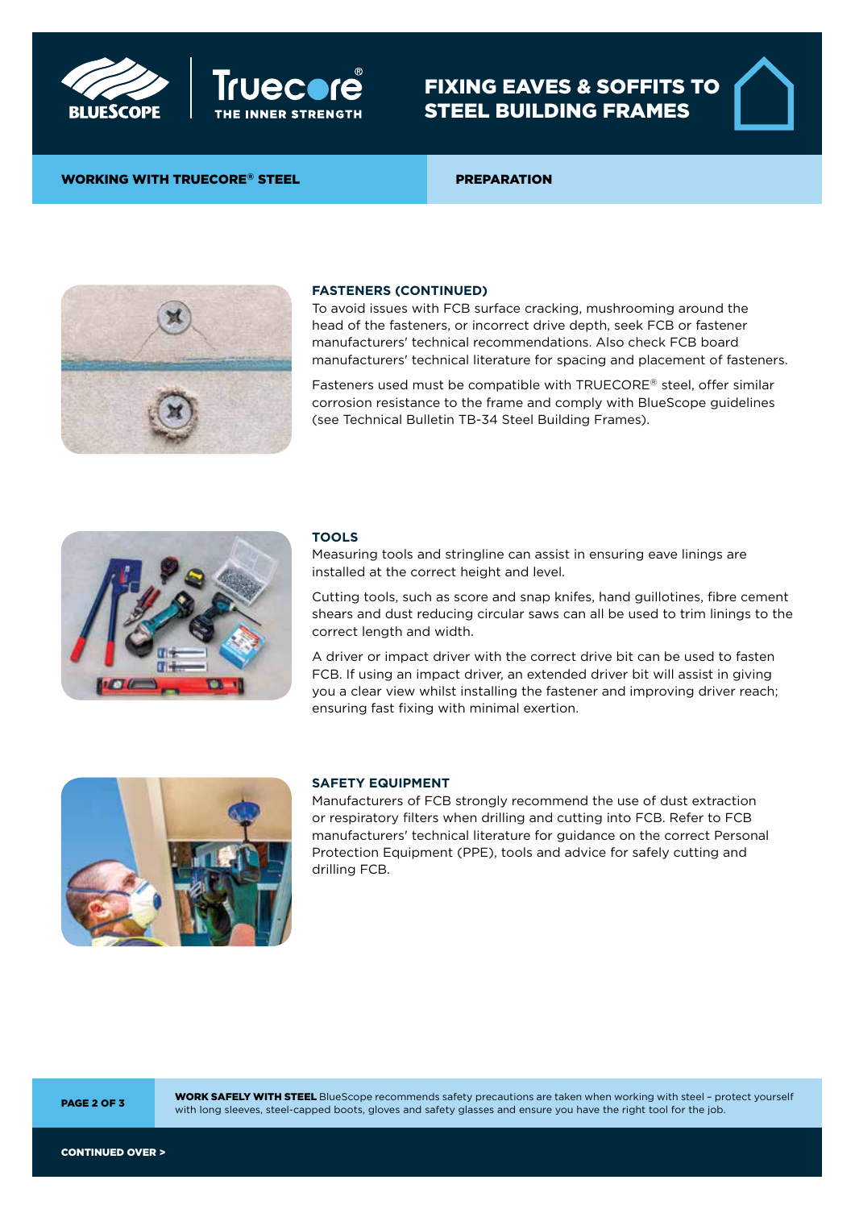# FIXING EAVES & SOFFITS TO STEEL BUILDING FRAMES

**WORKING WITH TRUECORE® STEEL** | **PREPARATION**

### FASTENERS (CONTINUED)

To avoid issues with FCB surface cracking, mushrooming around the head of the fasteners, or incorrect drive depth, seek FCB or fastener manufacturers' technical recommendations. Also check FCB board manufacturers' technical literature for spacing and placement of fasteners.

Fasteners used must be compatible with TRUECORE® steel, offer similar corrosion resistance to the frame and comply with BlueScope guidelines (see Technical Bulletin TB-34 Steel Building Frames).

### TOOLS

Measuring tools and stringline can assist in ensuring eave linings are installed at the correct height and level.

Cutting tools, such as score and snap knifes, hand guillotines, fibre cement shears and dust reducing circular saws can all be used to trim linings to the correct length and width.

A driver or impact driver with the correct drive bit can be used to fasten FCB. If using an impact driver, an extended driver bit will assist in giving you a clear view whilst installing the fastener and improving driver reach; ensuring fast fixing with minimal exertion.

### SAFETY EQUIPMENT

Manufacturers of FCB strongly recommend the use of dust extraction or respiratory filters when drilling and cutting into FCB. Refer to FCB manufacturers' technical literature for guidance on the correct Personal Protection Equipment (PPE), tools and advice for safely cutting and drilling FCB.

**WORK SAFELY WITH STEEL** BlueScope recommends safety precautions are taken when working with steel – protect yourself with long sleeves, steel-capped boots, gloves and safety glasses and ensure you have the right tool for the job.

**CONTINUED OVER >**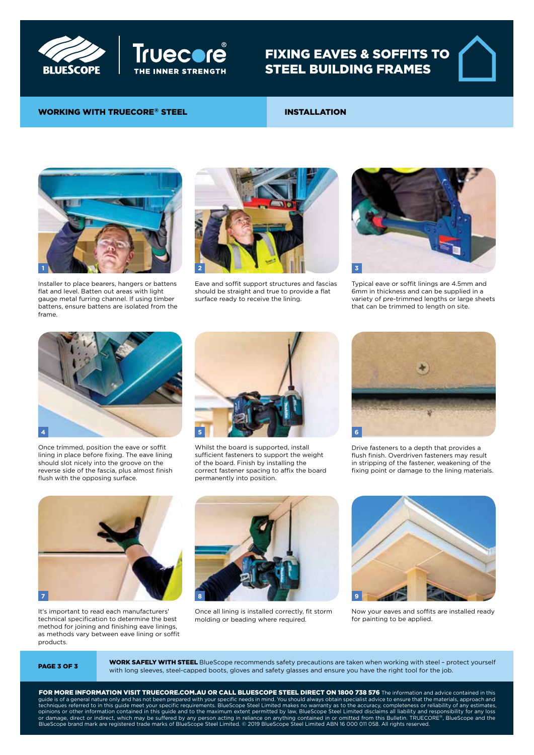# FIXING EAVES & SOFFITS TO STEEL BUILDING FRAMES

**WORKING WITH TRUECORE® STEEL**

**INSTALLATION**

1. Installer to place bearers, hangers or battens flat and level. Batten out areas with light gauge metal furring channel. If using timber battens, ensure battens are isolated from the frame.

2. Eave and soffit support structures and fascias should be straight and true to provide a flat surface ready to receive the lining.

3. Typical eave or soffit linings are 4.5mm and 6mm in thickness and can be supplied in a variety of pre-trimmed lengths or large sheets that can be trimmed to length on site.

4. Once trimmed, position the eave or soffit lining in place before fixing. The eave lining should slot nicely into the groove on the reverse side of the fascia, plus almost finish flush with the opposing surface.

5. Whilst the board is supported, install sufficient fasteners to support the weight of the board. Finish by installing the correct fastener spacing to affix the board permanently into position.

6. Drive fasteners to a depth that provides a flush finish. Overdriven fasteners may result in stripping of the fastener, weakening of the fixing point or damage to the lining materials.

7. It's important to read each manufacturers' technical specification to determine the best method for joining and finishing eave linings, as methods vary between eave lining or soffit products.

8. Once all lining is installed correctly, fit storm molding or beading where required.

9. Now your eaves and soffits are installed ready for painting to be applied.

**WORK SAFELY WITH STEEL** BlueScope recommends safety precautions are taken when working with steel – protect yourself with long sleeves, steel-capped boots, gloves and safety glasses and ensure you have the right tool for the job.

**FOR MORE INFORMATION VISIT TRUECORE.COM.AU OR CALL BLUESCOPE STEEL DIRECT ON 1800 738 576** The information and advice contained in this guide is of a general nature only and has not been prepared with your specific needs in mind. You should always obtain specialist advice to ensure that the materials, approach and techniques referred to in this guide meet your specific requirements. BlueScope Steel Limited makes no warranty as to the accuracy, completeness or reliability of any estimates, opinions or other information contained in this guide and to the maximum extent permitted by law, BlueScope Steel Limited disclaims all liability and responsibility for any loss or damage, direct or indirect, which may be suffered by any person acting in reliance on anything contained in or omitted from this Bulletin. TRUECORE®, BlueScope and the BlueScope brand mark are registered trade marks of BlueScope Steel Limited. © 2019 BlueScope Steel Limited ABN 16 000 011 058. All rights reserved.